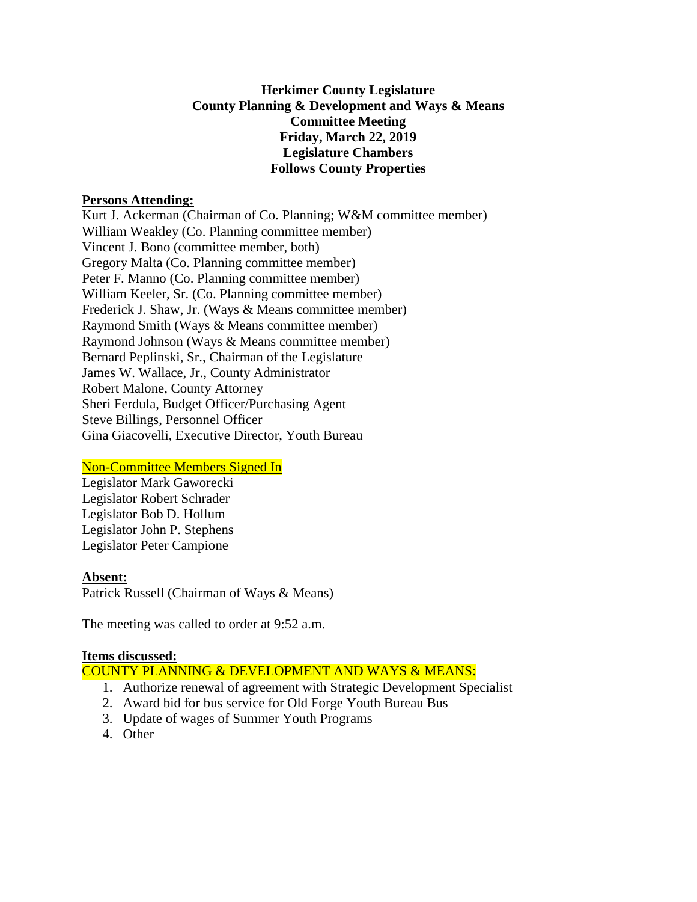**Herkimer County Legislature**
**County Planning & Development and Ways & Means**
**Committee Meeting**
**Friday, March 22, 2019**
**Legislature Chambers**
**Follows County Properties**

**Persons Attending:**

Kurt J. Ackerman (Chairman of Co. Planning; W&M committee member)
William Weakley (Co. Planning committee member)
Vincent J. Bono (committee member, both)
Gregory Malta (Co. Planning committee member)
Peter F. Manno (Co. Planning committee member)
William Keeler, Sr. (Co. Planning committee member)
Frederick J. Shaw, Jr. (Ways & Means committee member)
Raymond Smith (Ways & Means committee member)
Raymond Johnson (Ways & Means committee member)
Bernard Peplinski, Sr., Chairman of the Legislature
James W. Wallace, Jr., County Administrator
Robert Malone, County Attorney
Sheri Ferdula, Budget Officer/Purchasing Agent
Steve Billings, Personnel Officer
Gina Giacovelli, Executive Director, Youth Bureau

Non-Committee Members Signed In

Legislator Mark Gaworecki
Legislator Robert Schrader
Legislator Bob D. Hollum
Legislator John P. Stephens
Legislator Peter Campione

**Absent:**

Patrick Russell (Chairman of Ways & Means)

The meeting was called to order at 9:52 a.m.

**Items discussed:**

COUNTY PLANNING & DEVELOPMENT AND WAYS & MEANS:

1. Authorize renewal of agreement with Strategic Development Specialist
2. Award bid for bus service for Old Forge Youth Bureau Bus
3. Update of wages of Summer Youth Programs
4. Other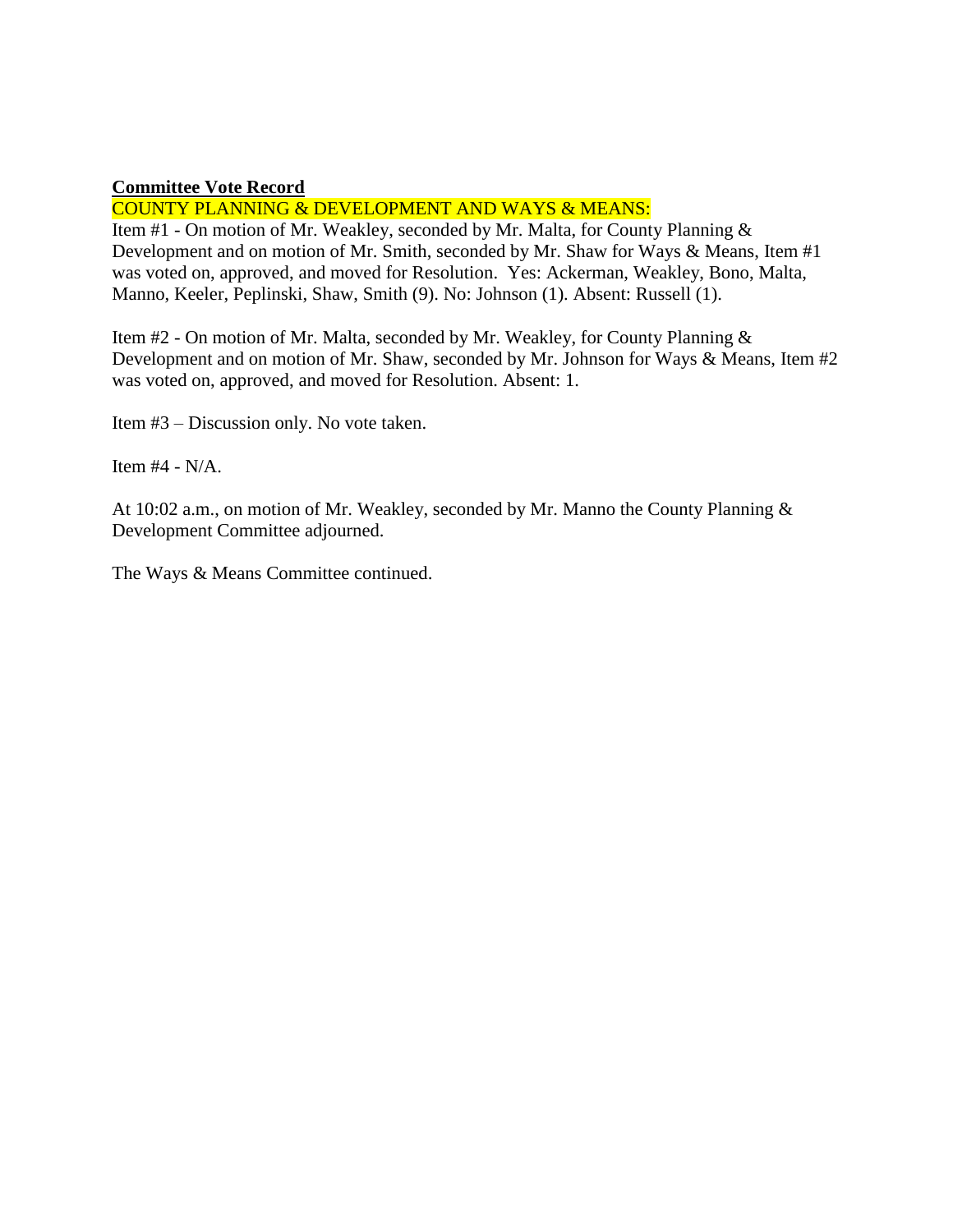**Committee Vote Record**

COUNTY PLANNING & DEVELOPMENT AND WAYS & MEANS:

Item #1 - On motion of Mr. Weakley, seconded by Mr. Malta, for County Planning & Development and on motion of Mr. Smith, seconded by Mr. Shaw for Ways & Means, Item #1 was voted on, approved, and moved for Resolution. Yes: Ackerman, Weakley, Bono, Malta, Manno, Keeler, Peplinski, Shaw, Smith (9). No: Johnson (1). Absent: Russell (1).

Item #2 - On motion of Mr. Malta, seconded by Mr. Weakley, for County Planning & Development and on motion of Mr. Shaw, seconded by Mr. Johnson for Ways & Means, Item #2 was voted on, approved, and moved for Resolution. Absent: 1.

Item #3 – Discussion only. No vote taken.

Item #4 - N/A.

At 10:02 a.m., on motion of Mr. Weakley, seconded by Mr. Manno the County Planning & Development Committee adjourned.

The Ways & Means Committee continued.